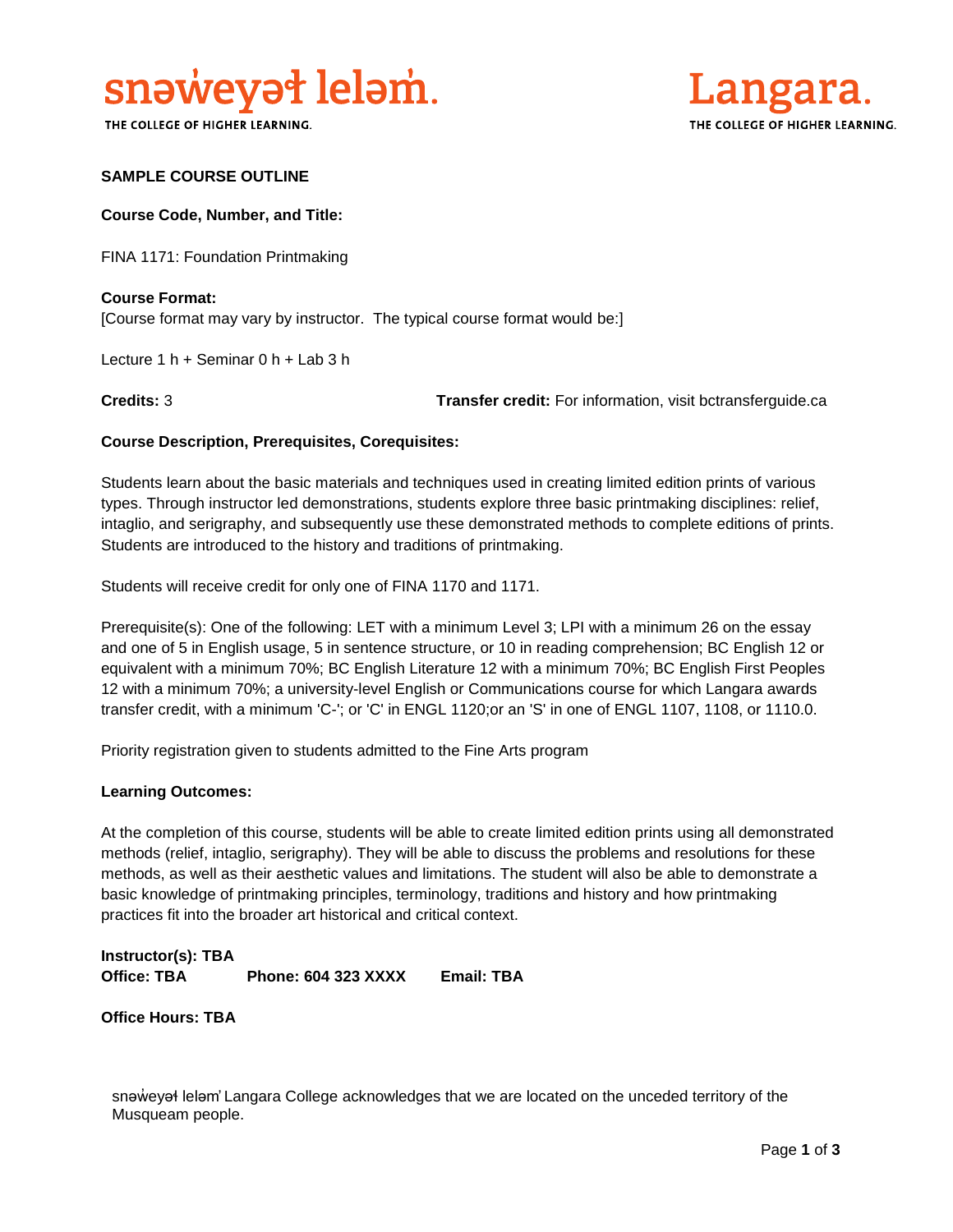snəw̓eyəɬ leləm̓.

THE COLLEGE OF HIGHER LEARNING.

Langara.

THE COLLEGE OF HIGHER LEARNING.

**SAMPLE COURSE OUTLINE**

**Course Code, Number, and Title:**

FINA 1171: Foundation Printmaking

**Course Format:**
[Course format may vary by instructor. The typical course format would be:]

Lecture 1 h + Seminar 0 h + Lab 3 h

**Credits:** 3 **Transfer credit:** For information, visit bctransferguide.ca

**Course Description, Prerequisites, Corequisites:**

Students learn about the basic materials and techniques used in creating limited edition prints of various types. Through instructor led demonstrations, students explore three basic printmaking disciplines: relief, intaglio, and serigraphy, and subsequently use these demonstrated methods to complete editions of prints. Students are introduced to the history and traditions of printmaking.

Students will receive credit for only one of FINA 1170 and 1171.

Prerequisite(s): One of the following: LET with a minimum Level 3; LPI with a minimum 26 on the essay and one of 5 in English usage, 5 in sentence structure, or 10 in reading comprehension; BC English 12 or equivalent with a minimum 70%; BC English Literature 12 with a minimum 70%; BC English First Peoples 12 with a minimum 70%; a university-level English or Communications course for which Langara awards transfer credit, with a minimum 'C-'; or 'C' in ENGL 1120;or an 'S' in one of ENGL 1107, 1108, or 1110.0.

Priority registration given to students admitted to the Fine Arts program

**Learning Outcomes:**

At the completion of this course, students will be able to create limited edition prints using all demonstrated methods (relief, intaglio, serigraphy). They will be able to discuss the problems and resolutions for these methods, as well as their aesthetic values and limitations. The student will also be able to demonstrate a basic knowledge of printmaking principles, terminology, traditions and history and how printmaking practices fit into the broader art historical and critical context.

**Instructor(s): TBA**
**Office: TBA** **Phone: 604 323 XXXX** **Email: TBA**

**Office Hours: TBA**

snəw̓eyəɬ leləm̓ Langara College acknowledges that we are located on the unceded territory of the Musqueam people.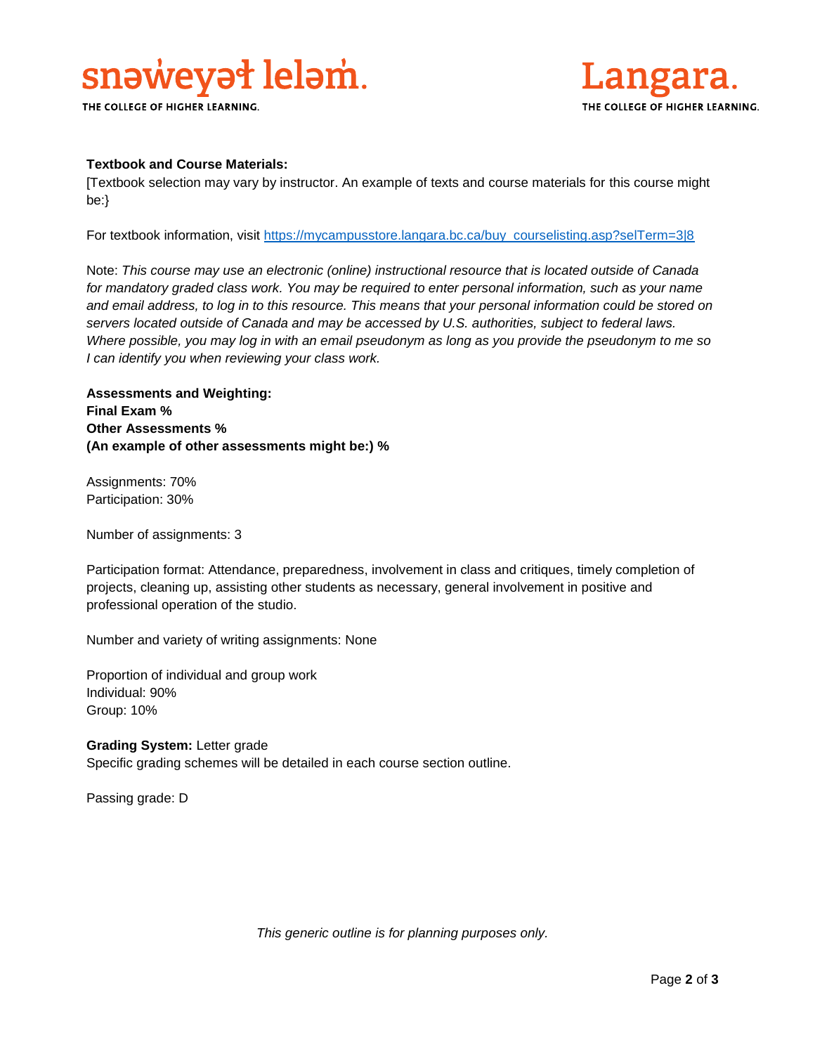**Textbook and Course Materials:**
[Textbook selection may vary by instructor. An example of texts and course materials for this course might be:}

For textbook information, visit https://mycampusstore.langara.bc.ca/buy_courselisting.asp?selTerm=3|8

Note: *This course may use an electronic (online) instructional resource that is located outside of Canada for mandatory graded class work. You may be required to enter personal information, such as your name and email address, to log in to this resource. This means that your personal information could be stored on servers located outside of Canada and may be accessed by U.S. authorities, subject to federal laws. Where possible, you may log in with an email pseudonym as long as you provide the pseudonym to me so I can identify you when reviewing your class work.*

**Assessments and Weighting:**
**Final Exam %**
**Other Assessments %**
**(An example of other assessments might be:) %**

Assignments: 70%
Participation: 30%

Number of assignments: 3

Participation format: Attendance, preparedness, involvement in class and critiques, timely completion of projects, cleaning up, assisting other students as necessary, general involvement in positive and professional operation of the studio.

Number and variety of writing assignments: None

Proportion of individual and group work
Individual: 90%
Group: 10%

**Grading System:** Letter grade
Specific grading schemes will be detailed in each course section outline.

Passing grade: D

*This generic outline is for planning purposes only.*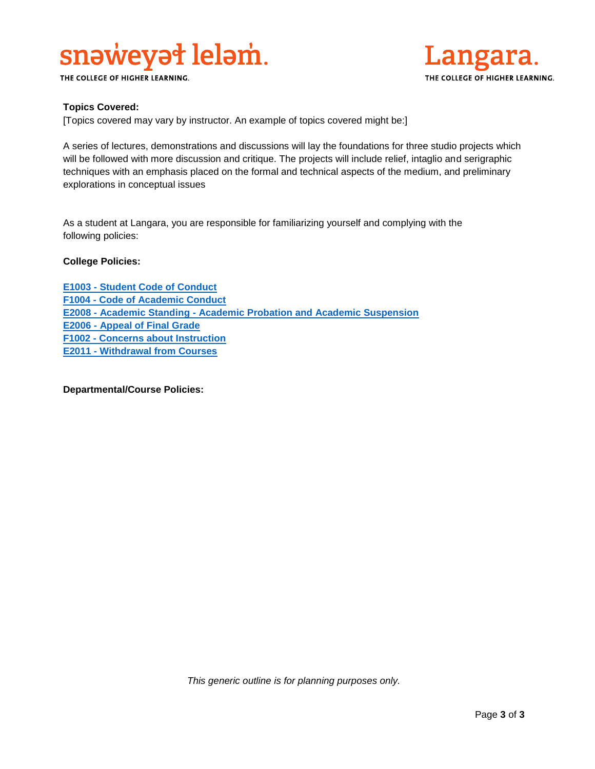**Topics Covered:**

[Topics covered may vary by instructor. An example of topics covered might be:]

A series of lectures, demonstrations and discussions will lay the foundations for three studio projects which will be followed with more discussion and critique. The projects will include relief, intaglio and serigraphic techniques with an emphasis placed on the formal and technical aspects of the medium, and preliminary explorations in conceptual issues

As a student at Langara, you are responsible for familiarizing yourself and complying with the following policies:

**College Policies:**

**E1003 - Student Code of Conduct**
**F1004 - Code of Academic Conduct**
**E2008 - Academic Standing - Academic Probation and Academic Suspension**
**E2006 - Appeal of Final Grade**
**F1002 - Concerns about Instruction**
**E2011 - Withdrawal from Courses**

**Departmental/Course Policies:**

*This generic outline is for planning purposes only.*